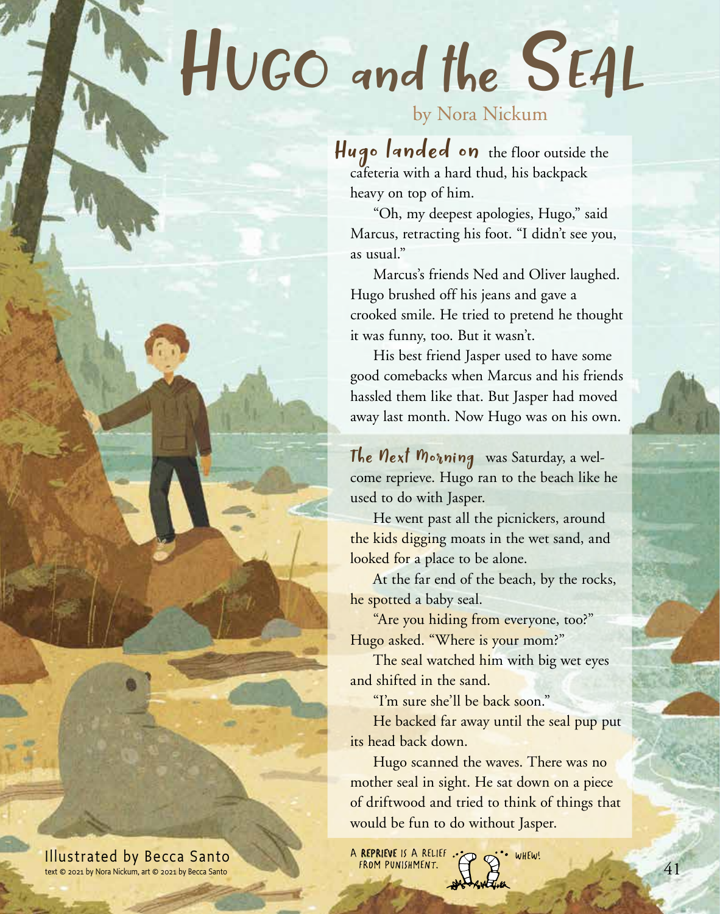# Hugo and the Seal

by Nora Nickum

**Hugo landed on** the floor outside the cafeteria with a hard thud, his backpack heavy on top of him.

"Oh, my deepest apologies, Hugo," said Marcus, retracting his foot. "I didn't see you, as usual."

Marcus's friends Ned and Oliver laughed. Hugo brushed off his jeans and gave a crooked smile. He tried to pretend he thought it was funny, too. But it wasn't.

His best friend Jasper used to have some good comebacks when Marcus and his friends hassled them like that. But Jasper had moved away last month. Now Hugo was on his own.

**The Next Morning** was Saturday, a welcome reprieve. Hugo ran to the beach like he used to do with Jasper.

He went past all the picnickers, around the kids digging moats in the wet sand, and looked for a place to be alone.

At the far end of the beach, by the rocks, he spotted a baby seal.

"Are you hiding from everyone, too?" Hugo asked. "Where is your mom?"

The seal watched him with big wet eyes and shifted in the sand.

"I'm sure she'll be back soon."

He backed far away until the seal pup put its head back down.

Hugo scanned the waves. There was no mother seal in sight. He sat down on a piece of driftwood and tried to think of things that would be fun to do without Jasper.

A **REPRIEVE** IS A RELIEF FROM PUNISHMENT. WHEW!

Illustrated by Becca Santo

text © 2021 by Nora Nickum, art © 2021 by Becca Santo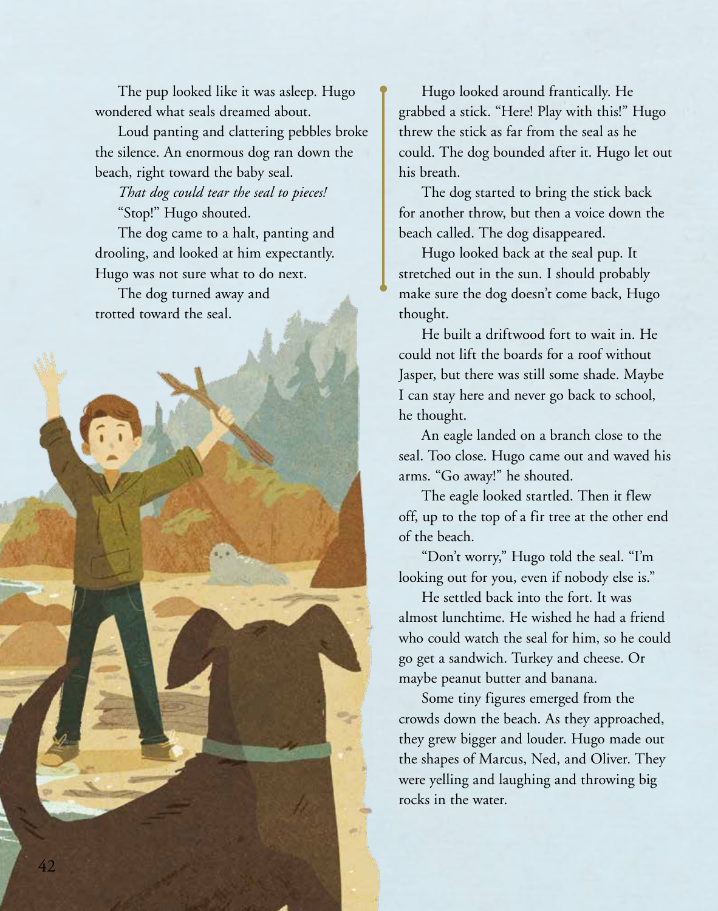The pup looked like it was asleep. Hugo wondered what seals dreamed about.

Loud panting and clattering pebbles broke the silence. An enormous dog ran down the beach, right toward the baby seal.

*That dog could tear the seal to pieces!*

"Stop!" Hugo shouted.

The dog came to a halt, panting and drooling, and looked at him expectantly. Hugo was not sure what to do next.

The dog turned away and trotted toward the seal.

Hugo looked around frantically. He grabbed a stick. "Here! Play with this!" Hugo threw the stick as far from the seal as he could. The dog bounded after it. Hugo let out his breath.

The dog started to bring the stick back for another throw, but then a voice down the beach called. The dog disappeared.

Hugo looked back at the seal pup. It stretched out in the sun. I should probably make sure the dog doesn't come back, Hugo thought.

He built a driftwood fort to wait in. He could not lift the boards for a roof without Jasper, but there was still some shade. Maybe I can stay here and never go back to school, he thought.

An eagle landed on a branch close to the seal. Too close. Hugo came out and waved his arms. "Go away!" he shouted.

The eagle looked startled. Then it flew off, up to the top of a fir tree at the other end of the beach.

"Don't worry," Hugo told the seal. "I'm looking out for you, even if nobody else is."

He settled back into the fort. It was almost lunchtime. He wished he had a friend who could watch the seal for him, so he could go get a sandwich. Turkey and cheese. Or maybe peanut butter and banana.

Some tiny figures emerged from the crowds down the beach. As they approached, they grew bigger and louder. Hugo made out the shapes of Marcus, Ned, and Oliver. They were yelling and laughing and throwing big rocks in the water.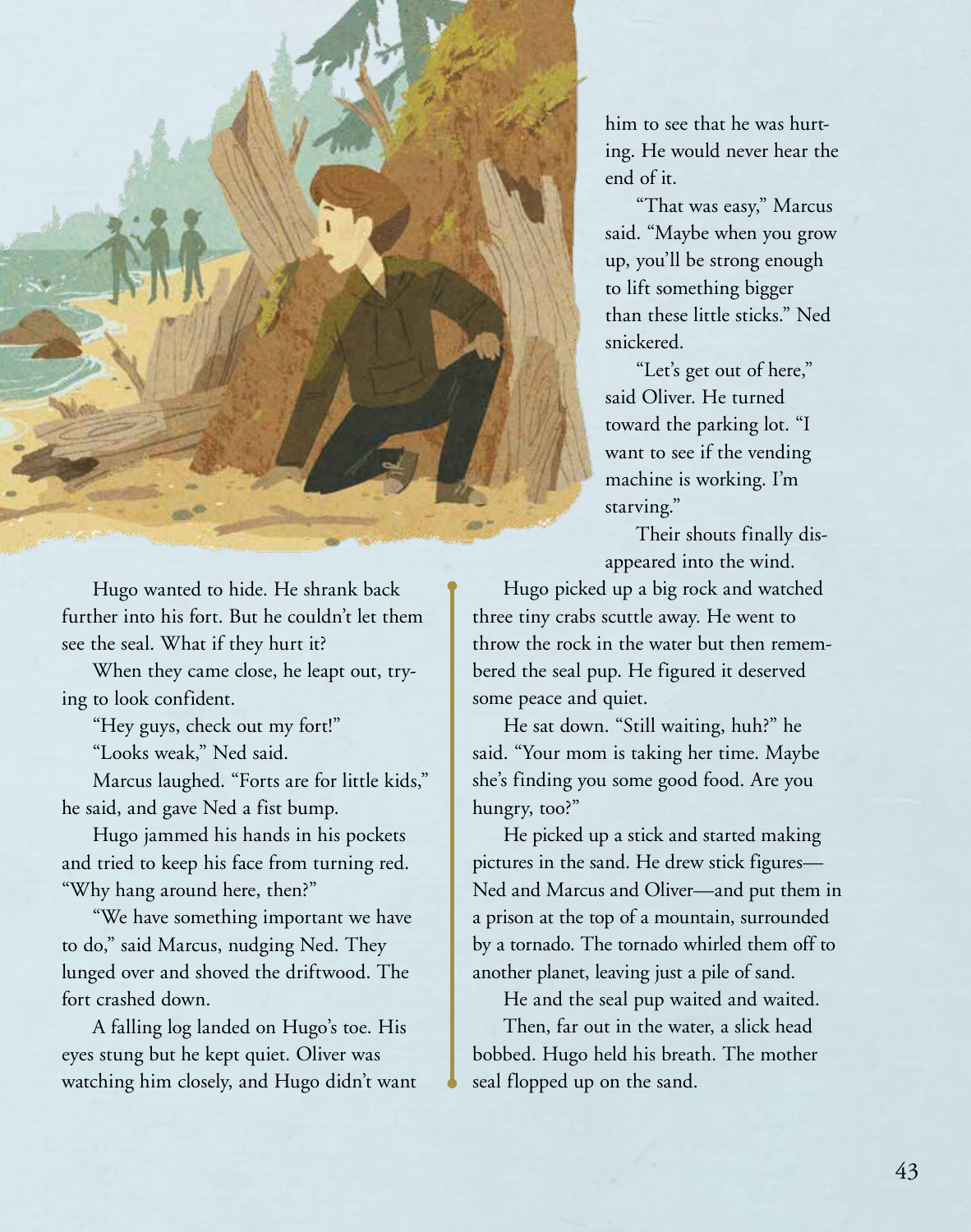Hugo wanted to hide. He shrank back further into his fort. But he couldn't let them see the seal. What if they hurt it?

When they came close, he leapt out, trying to look confident.

"Hey guys, check out my fort!"

"Looks weak," Ned said.

Marcus laughed. "Forts are for little kids," he said, and gave Ned a fist bump.

Hugo jammed his hands in his pockets and tried to keep his face from turning red. "Why hang around here, then?"

"We have something important we have to do," said Marcus, nudging Ned. They lunged over and shoved the driftwood. The fort crashed down.

A falling log landed on Hugo's toe. His eyes stung but he kept quiet. Oliver was watching him closely, and Hugo didn't want him to see that he was hurting. He would never hear the end of it.

"That was easy," Marcus said. "Maybe when you grow up, you'll be strong enough to lift something bigger than these little sticks." Ned snickered.

"Let's get out of here," said Oliver. He turned toward the parking lot. "I want to see if the vending machine is working. I'm starving."

Their shouts finally disappeared into the wind.

Hugo picked up a big rock and watched three tiny crabs scuttle away. He went to throw the rock in the water but then remembered the seal pup. He figured it deserved some peace and quiet.

He sat down. "Still waiting, huh?" he said. "Your mom is taking her time. Maybe she's finding you some good food. Are you hungry, too?"

He picked up a stick and started making pictures in the sand. He drew stick figures—Ned and Marcus and Oliver—and put them in a prison at the top of a mountain, surrounded by a tornado. The tornado whirled them off to another planet, leaving just a pile of sand.

He and the seal pup waited and waited.

Then, far out in the water, a slick head bobbed. Hugo held his breath. The mother seal flopped up on the sand.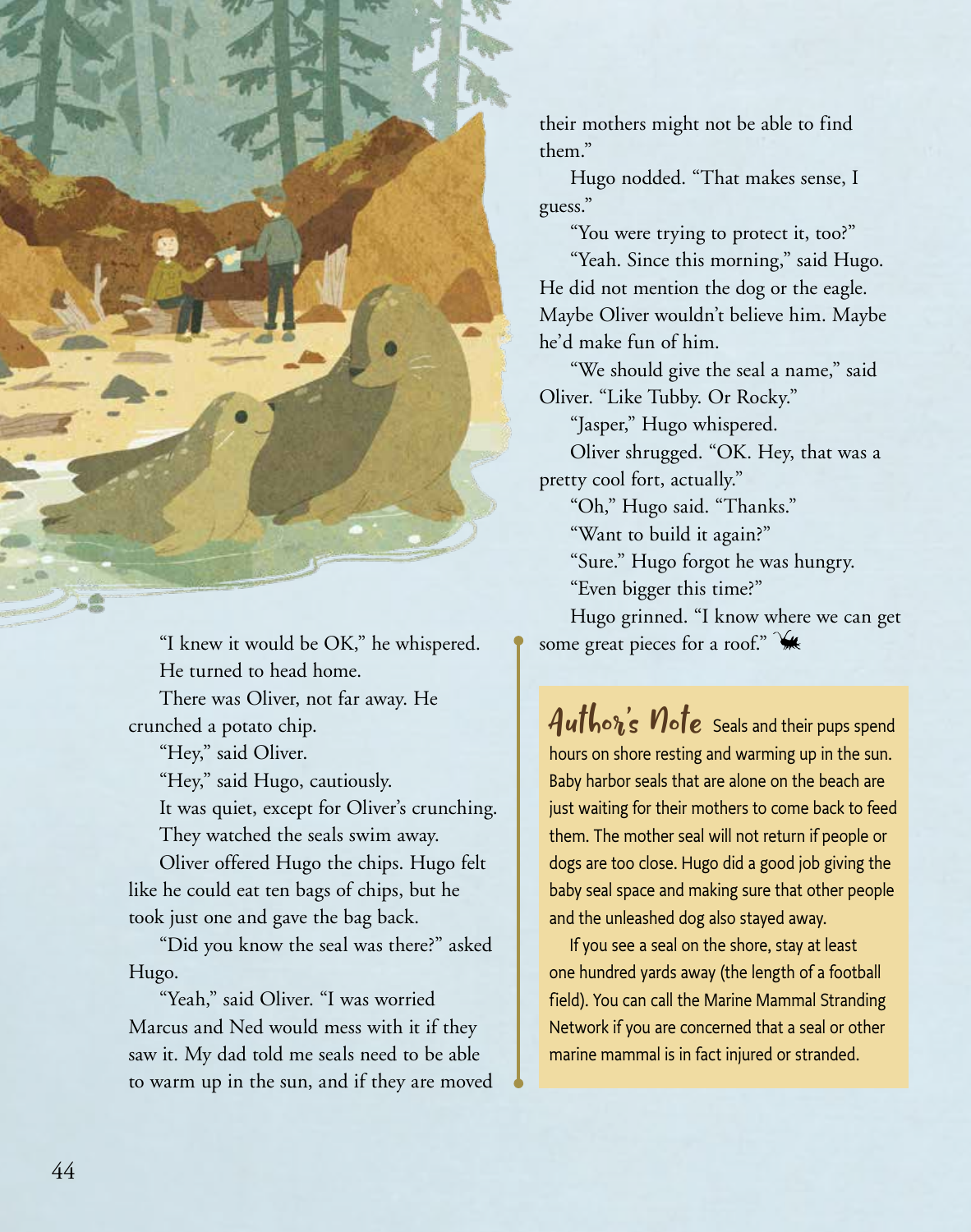"I knew it would be OK," he whispered.

He turned to head home.

There was Oliver, not far away. He crunched a potato chip.

"Hey," said Oliver.

"Hey," said Hugo, cautiously.

It was quiet, except for Oliver's crunching.

They watched the seals swim away.

Oliver offered Hugo the chips. Hugo felt like he could eat ten bags of chips, but he took just one and gave the bag back.

"Did you know the seal was there?" asked Hugo.

"Yeah," said Oliver. "I was worried Marcus and Ned would mess with it if they saw it. My dad told me seals need to be able to warm up in the sun, and if they are moved their mothers might not be able to find them."

Hugo nodded. "That makes sense, I guess."

"You were trying to protect it, too?"

"Yeah. Since this morning," said Hugo. He did not mention the dog or the eagle. Maybe Oliver wouldn't believe him. Maybe he'd make fun of him.

"We should give the seal a name," said Oliver. "Like Tubby. Or Rocky."

"Jasper," Hugo whispered.

Oliver shrugged. "OK. Hey, that was a pretty cool fort, actually."

"Oh," Hugo said. "Thanks."

"Want to build it again?"

"Sure." Hugo forgot he was hungry.

"Even bigger this time?"

Hugo grinned. "I know where we can get some great pieces for a roof."

**Author's Note** Seals and their pups spend hours on shore resting and warming up in the sun. Baby harbor seals that are alone on the beach are just waiting for their mothers to come back to feed them. The mother seal will not return if people or dogs are too close. Hugo did a good job giving the baby seal space and making sure that other people and the unleashed dog also stayed away.

If you see a seal on the shore, stay at least one hundred yards away (the length of a football field). You can call the Marine Mammal Stranding Network if you are concerned that a seal or other marine mammal is in fact injured or stranded.